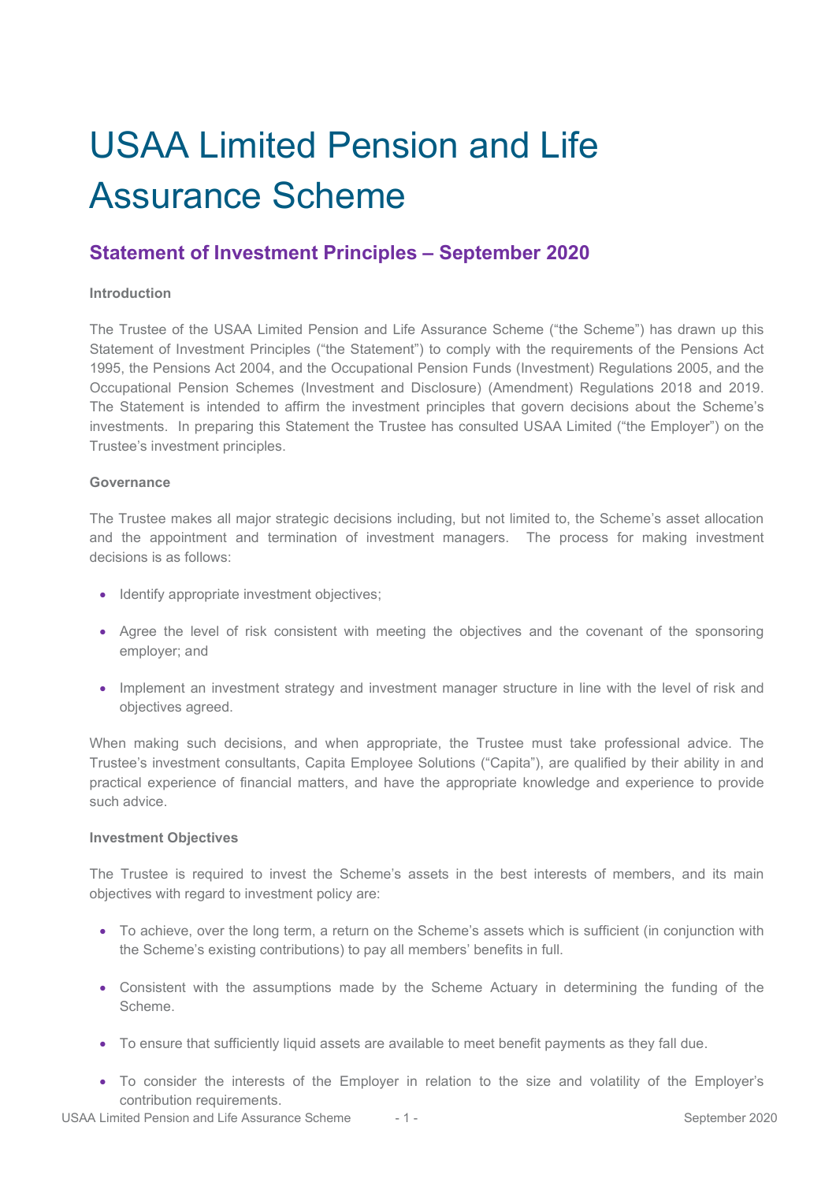# USAA Limited Pension and Life Assurance Scheme

## Statement of Investment Principles – September 2020

### Introduction

The Trustee of the USAA Limited Pension and Life Assurance Scheme ("the Scheme") has drawn up this Statement of Investment Principles ("the Statement") to comply with the requirements of the Pensions Act 1995, the Pensions Act 2004, and the Occupational Pension Funds (Investment) Regulations 2005, and the Occupational Pension Schemes (Investment and Disclosure) (Amendment) Regulations 2018 and 2019. The Statement is intended to affirm the investment principles that govern decisions about the Scheme's investments. In preparing this Statement the Trustee has consulted USAA Limited ("the Employer") on the Trustee's investment principles.

### Governance

The Trustee makes all major strategic decisions including, but not limited to, the Scheme's asset allocation and the appointment and termination of investment managers. The process for making investment decisions is as follows:

- Identify appropriate investment objectives;
- Agree the level of risk consistent with meeting the objectives and the covenant of the sponsoring employer; and
- Implement an investment strategy and investment manager structure in line with the level of risk and objectives agreed.

When making such decisions, and when appropriate, the Trustee must take professional advice. The Trustee's investment consultants, Capita Employee Solutions ("Capita"), are qualified by their ability in and practical experience of financial matters, and have the appropriate knowledge and experience to provide such advice.

### Investment Objectives

The Trustee is required to invest the Scheme's assets in the best interests of members, and its main objectives with regard to investment policy are:

- To achieve, over the long term, a return on the Scheme's assets which is sufficient (in conjunction with the Scheme's existing contributions) to pay all members' benefits in full.
- Consistent with the assumptions made by the Scheme Actuary in determining the funding of the Scheme.
- To ensure that sufficiently liquid assets are available to meet benefit payments as they fall due.
- To consider the interests of the Employer in relation to the size and volatility of the Employer's contribution requirements.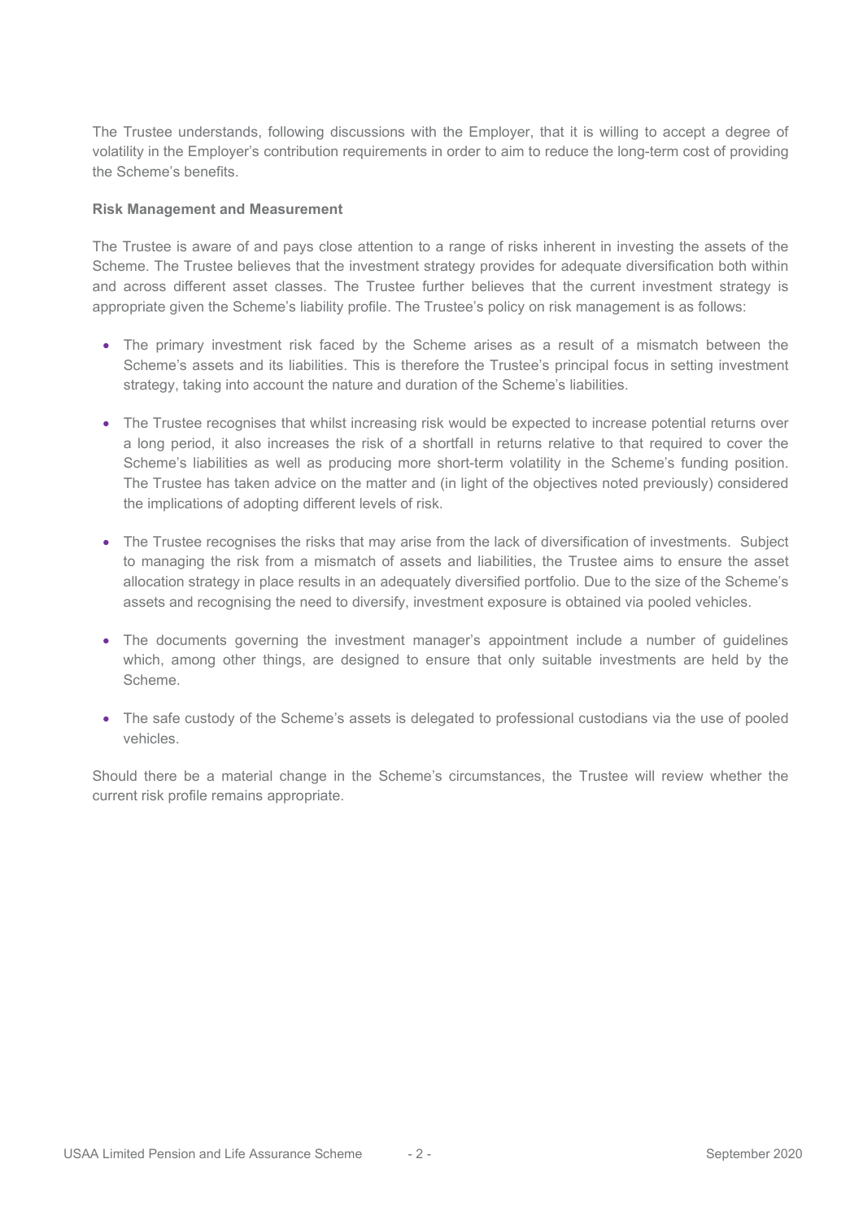The Trustee understands, following discussions with the Employer, that it is willing to accept a degree of volatility in the Employer's contribution requirements in order to aim to reduce the long-term cost of providing the Scheme's benefits.

**Risk Management and Measurement**

The Trustee is aware of and pays close attention to a range of risks inherent in investing the assets of the Scheme. The Trustee believes that the investment strategy provides for adequate diversification both within and across different asset classes. The Trustee further believes that the current investment strategy is appropriate given the Scheme's liability profile. The Trustee's policy on risk management is as follows:

- The primary investment risk faced by the Scheme arises as a result of a mismatch between the Scheme's assets and its liabilities. This is therefore the Trustee's principal focus in setting investment strategy, taking into account the nature and duration of the Scheme's liabilities.

- The Trustee recognises that whilst increasing risk would be expected to increase potential returns over a long period, it also increases the risk of a shortfall in returns relative to that required to cover the Scheme's liabilities as well as producing more short-term volatility in the Scheme's funding position. The Trustee has taken advice on the matter and (in light of the objectives noted previously) considered the implications of adopting different levels of risk.

- The Trustee recognises the risks that may arise from the lack of diversification of investments. Subject to managing the risk from a mismatch of assets and liabilities, the Trustee aims to ensure the asset allocation strategy in place results in an adequately diversified portfolio. Due to the size of the Scheme's assets and recognising the need to diversify, investment exposure is obtained via pooled vehicles.

- The documents governing the investment manager's appointment include a number of guidelines which, among other things, are designed to ensure that only suitable investments are held by the Scheme.

- The safe custody of the Scheme's assets is delegated to professional custodians via the use of pooled vehicles.

Should there be a material change in the Scheme's circumstances, the Trustee will review whether the current risk profile remains appropriate.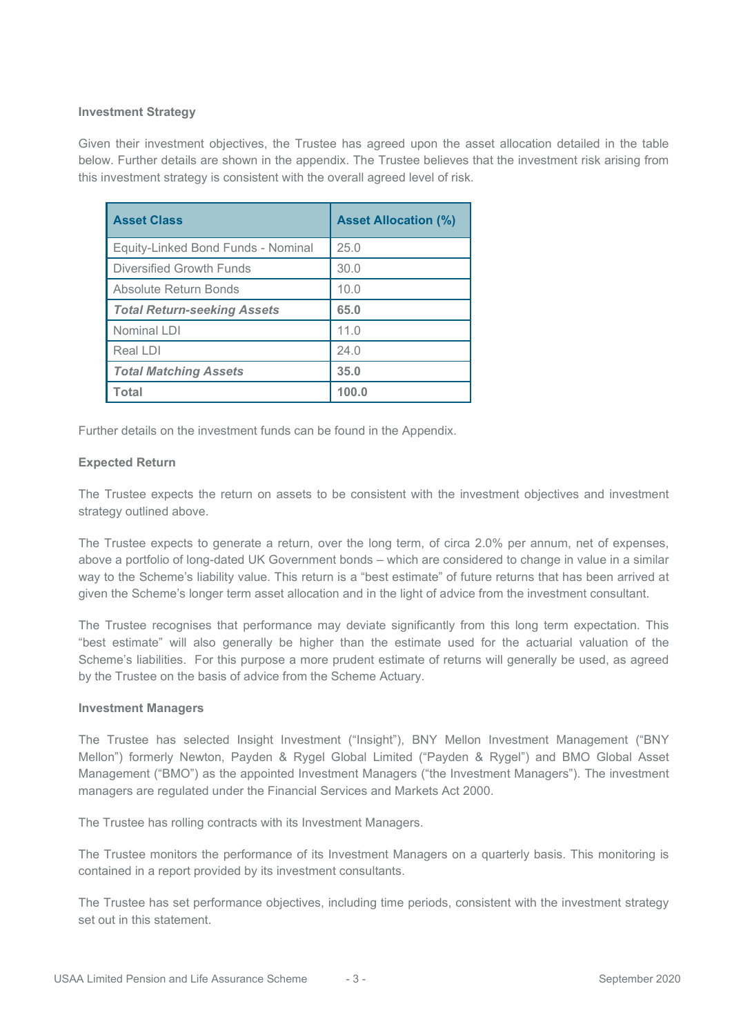**Investment Strategy**

Given their investment objectives, the Trustee has agreed upon the asset allocation detailed in the table below. Further details are shown in the appendix. The Trustee believes that the investment risk arising from this investment strategy is consistent with the overall agreed level of risk.

| Asset Class | Asset Allocation (%) |
|---|---|
| Equity-Linked Bond Funds - Nominal | 25.0 |
| Diversified Growth Funds | 30.0 |
| Absolute Return Bonds | 10.0 |
| ***Total Return-seeking Assets*** | **65.0** |
| Nominal LDI | 11.0 |
| Real LDI | 24.0 |
| ***Total Matching Assets*** | **35.0** |
| **Total** | **100.0** |

Further details on the investment funds can be found in the Appendix.

**Expected Return**

The Trustee expects the return on assets to be consistent with the investment objectives and investment strategy outlined above.

The Trustee expects to generate a return, over the long term, of circa 2.0% per annum, net of expenses, above a portfolio of long-dated UK Government bonds – which are considered to change in value in a similar way to the Scheme's liability value. This return is a "best estimate" of future returns that has been arrived at given the Scheme's longer term asset allocation and in the light of advice from the investment consultant.

The Trustee recognises that performance may deviate significantly from this long term expectation. This "best estimate" will also generally be higher than the estimate used for the actuarial valuation of the Scheme's liabilities. For this purpose a more prudent estimate of returns will generally be used, as agreed by the Trustee on the basis of advice from the Scheme Actuary.

**Investment Managers**

The Trustee has selected Insight Investment ("Insight"), BNY Mellon Investment Management ("BNY Mellon") formerly Newton, Payden & Rygel Global Limited ("Payden & Rygel") and BMO Global Asset Management ("BMO") as the appointed Investment Managers ("the Investment Managers"). The investment managers are regulated under the Financial Services and Markets Act 2000.

The Trustee has rolling contracts with its Investment Managers.

The Trustee monitors the performance of its Investment Managers on a quarterly basis. This monitoring is contained in a report provided by its investment consultants.

The Trustee has set performance objectives, including time periods, consistent with the investment strategy set out in this statement.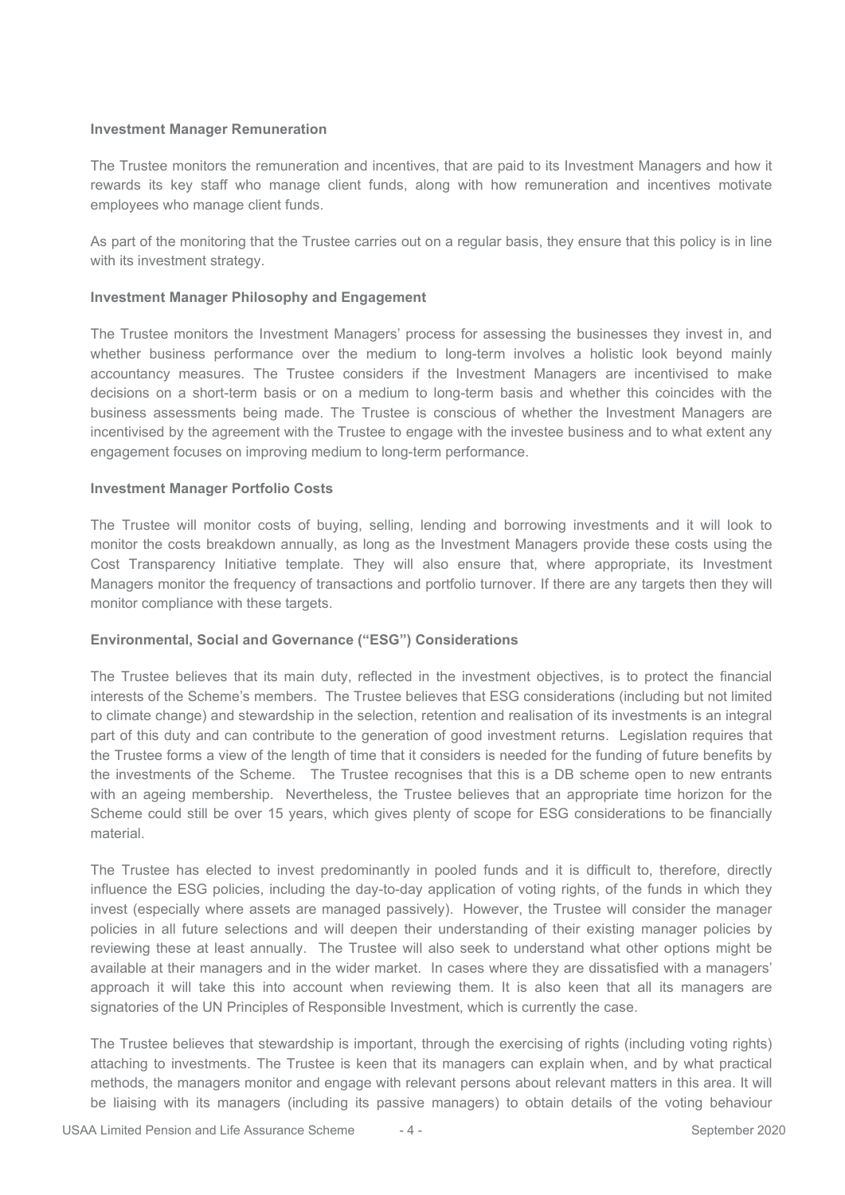**Investment Manager Remuneration**

The Trustee monitors the remuneration and incentives, that are paid to its Investment Managers and how it rewards its key staff who manage client funds, along with how remuneration and incentives motivate employees who manage client funds.

As part of the monitoring that the Trustee carries out on a regular basis, they ensure that this policy is in line with its investment strategy.

**Investment Manager Philosophy and Engagement**

The Trustee monitors the Investment Managers' process for assessing the businesses they invest in, and whether business performance over the medium to long-term involves a holistic look beyond mainly accountancy measures. The Trustee considers if the Investment Managers are incentivised to make decisions on a short-term basis or on a medium to long-term basis and whether this coincides with the business assessments being made. The Trustee is conscious of whether the Investment Managers are incentivised by the agreement with the Trustee to engage with the investee business and to what extent any engagement focuses on improving medium to long-term performance.

**Investment Manager Portfolio Costs**

The Trustee will monitor costs of buying, selling, lending and borrowing investments and it will look to monitor the costs breakdown annually, as long as the Investment Managers provide these costs using the Cost Transparency Initiative template. They will also ensure that, where appropriate, its Investment Managers monitor the frequency of transactions and portfolio turnover. If there are any targets then they will monitor compliance with these targets.

**Environmental, Social and Governance ("ESG") Considerations**

The Trustee believes that its main duty, reflected in the investment objectives, is to protect the financial interests of the Scheme's members. The Trustee believes that ESG considerations (including but not limited to climate change) and stewardship in the selection, retention and realisation of its investments is an integral part of this duty and can contribute to the generation of good investment returns. Legislation requires that the Trustee forms a view of the length of time that it considers is needed for the funding of future benefits by the investments of the Scheme. The Trustee recognises that this is a DB scheme open to new entrants with an ageing membership. Nevertheless, the Trustee believes that an appropriate time horizon for the Scheme could still be over 15 years, which gives plenty of scope for ESG considerations to be financially material.

The Trustee has elected to invest predominantly in pooled funds and it is difficult to, therefore, directly influence the ESG policies, including the day-to-day application of voting rights, of the funds in which they invest (especially where assets are managed passively). However, the Trustee will consider the manager policies in all future selections and will deepen their understanding of their existing manager policies by reviewing these at least annually. The Trustee will also seek to understand what other options might be available at their managers and in the wider market. In cases where they are dissatisfied with a managers' approach it will take this into account when reviewing them. It is also keen that all its managers are signatories of the UN Principles of Responsible Investment, which is currently the case.

The Trustee believes that stewardship is important, through the exercising of rights (including voting rights) attaching to investments. The Trustee is keen that its managers can explain when, and by what practical methods, the managers monitor and engage with relevant persons about relevant matters in this area. It will be liaising with its managers (including its passive managers) to obtain details of the voting behaviour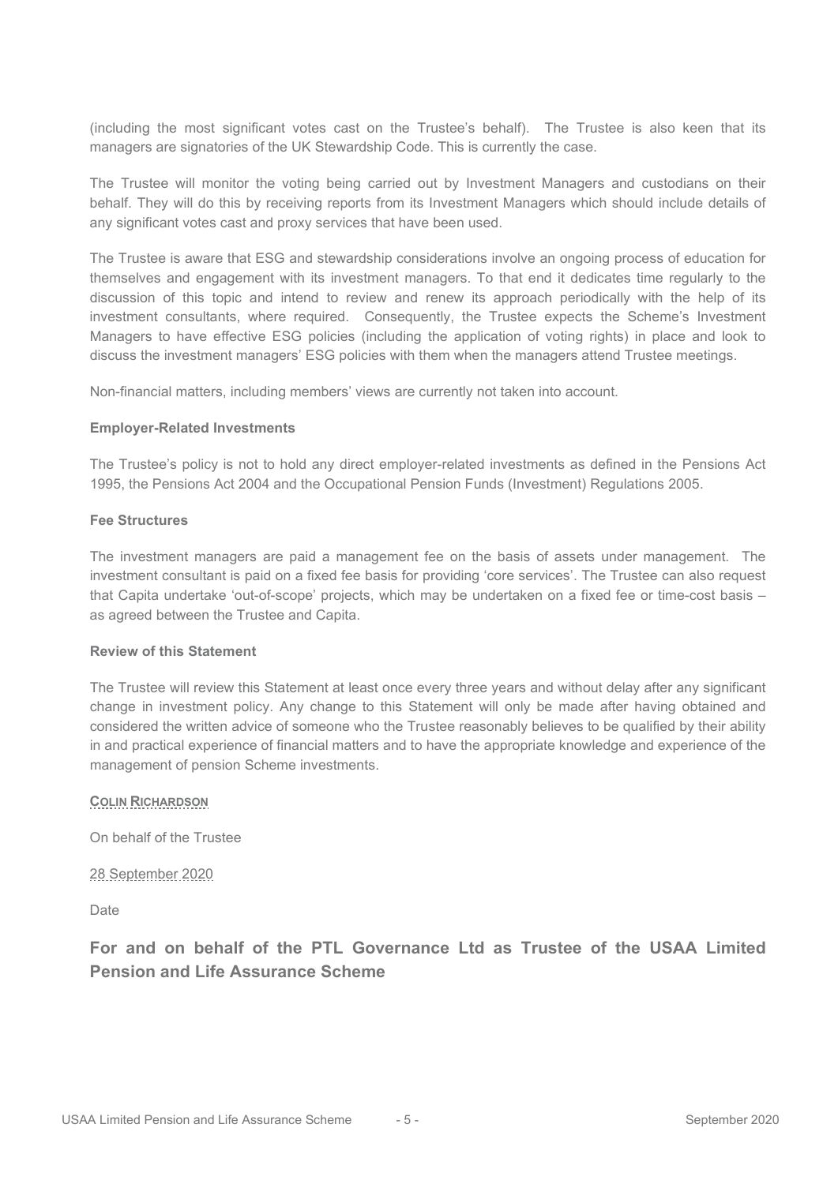(including the most significant votes cast on the Trustee's behalf). The Trustee is also keen that its managers are signatories of the UK Stewardship Code. This is currently the case.

The Trustee will monitor the voting being carried out by Investment Managers and custodians on their behalf. They will do this by receiving reports from its Investment Managers which should include details of any significant votes cast and proxy services that have been used.

The Trustee is aware that ESG and stewardship considerations involve an ongoing process of education for themselves and engagement with its investment managers. To that end it dedicates time regularly to the discussion of this topic and intend to review and renew its approach periodically with the help of its investment consultants, where required. Consequently, the Trustee expects the Scheme's Investment Managers to have effective ESG policies (including the application of voting rights) in place and look to discuss the investment managers' ESG policies with them when the managers attend Trustee meetings.

Non-financial matters, including members' views are currently not taken into account.

**Employer-Related Investments**

The Trustee's policy is not to hold any direct employer-related investments as defined in the Pensions Act 1995, the Pensions Act 2004 and the Occupational Pension Funds (Investment) Regulations 2005.

**Fee Structures**

The investment managers are paid a management fee on the basis of assets under management. The investment consultant is paid on a fixed fee basis for providing 'core services'. The Trustee can also request that Capita undertake 'out-of-scope' projects, which may be undertaken on a fixed fee or time-cost basis – as agreed between the Trustee and Capita.

**Review of this Statement**

The Trustee will review this Statement at least once every three years and without delay after any significant change in investment policy. Any change to this Statement will only be made after having obtained and considered the written advice of someone who the Trustee reasonably believes to be qualified by their ability in and practical experience of financial matters and to have the appropriate knowledge and experience of the management of pension Scheme investments.

**COLIN RICHARDSON**

On behalf of the Trustee

28 September 2020

Date

## For and on behalf of the PTL Governance Ltd as Trustee of the USAA Limited Pension and Life Assurance Scheme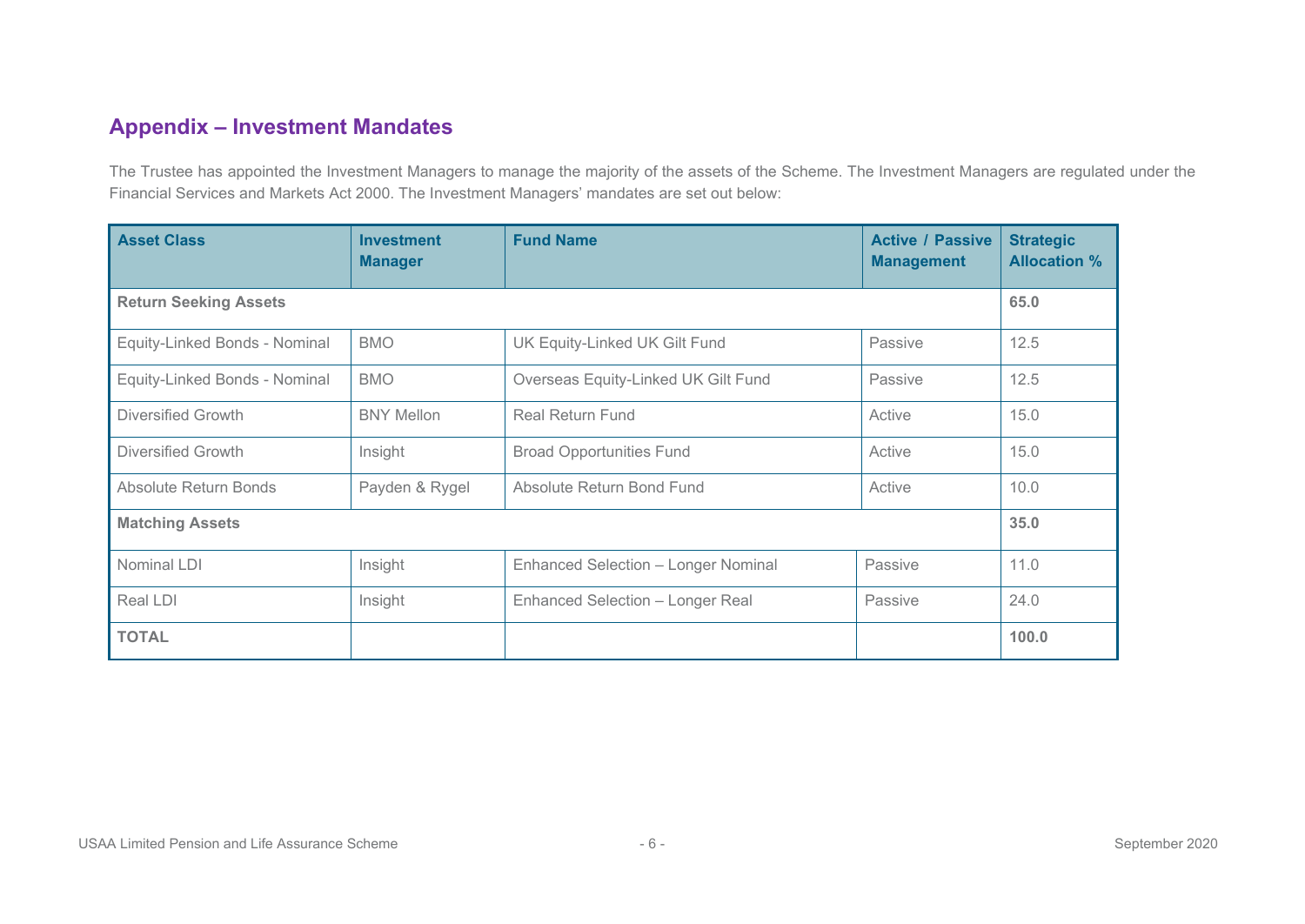## Appendix – Investment Mandates

The Trustee has appointed the Investment Managers to manage the majority of the assets of the Scheme. The Investment Managers are regulated under the Financial Services and Markets Act 2000. The Investment Managers' mandates are set out below:

| Asset Class | Investment Manager | Fund Name | Active / Passive Management | Strategic Allocation % |
|---|---|---|---|---|
| **Return Seeking Assets** | | | | **65.0** |
| Equity-Linked Bonds - Nominal | BMO | UK Equity-Linked UK Gilt Fund | Passive | 12.5 |
| Equity-Linked Bonds - Nominal | BMO | Overseas Equity-Linked UK Gilt Fund | Passive | 12.5 |
| Diversified Growth | BNY Mellon | Real Return Fund | Active | 15.0 |
| Diversified Growth | Insight | Broad Opportunities Fund | Active | 15.0 |
| Absolute Return Bonds | Payden & Rygel | Absolute Return Bond Fund | Active | 10.0 |
| **Matching Assets** | | | | **35.0** |
| Nominal LDI | Insight | Enhanced Selection – Longer Nominal | Passive | 11.0 |
| Real LDI | Insight | Enhanced Selection – Longer Real | Passive | 24.0 |
| **TOTAL** | | | | **100.0** |